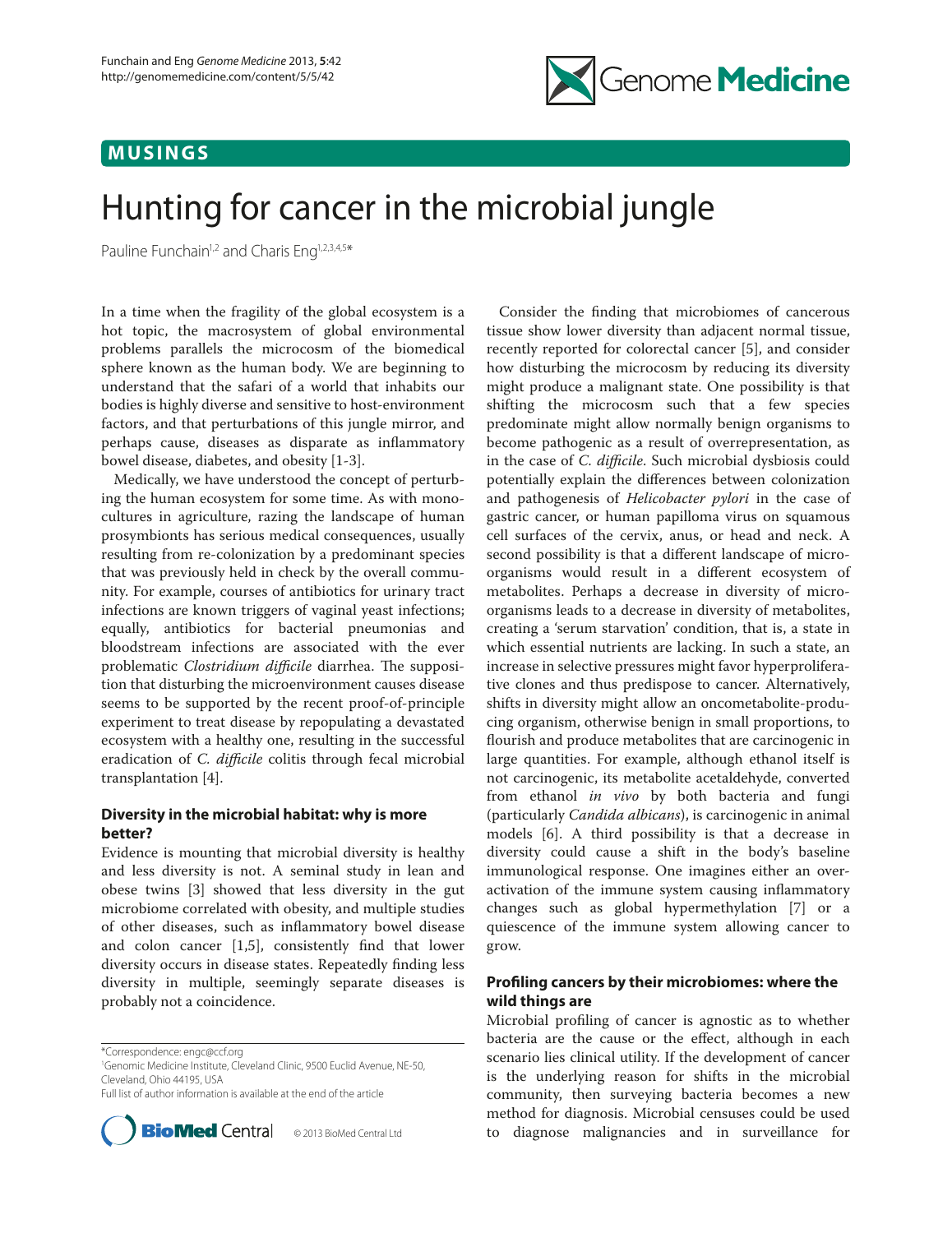## MUSINGS

# Hunting for cancer in the microbial jungle

Pauline Funchain[1,2] and Charis Eng[1,2,3,4,5]*

In a time when the fragility of the global ecosystem is a hot topic, the macrosystem of global environmental problems parallels the microcosm of the biomedical sphere known as the human body. We are beginning to understand that the safari of a world that inhabits our bodies is highly diverse and sensitive to host-environment factors, and that perturbations of this jungle mirror, and perhaps cause, diseases as disparate as inflammatory bowel disease, diabetes, and obesity [1-3].

Medically, we have understood the concept of perturbing the human ecosystem for some time. As with monocultures in agriculture, razing the landscape of human prosymbionts has serious medical consequences, usually resulting from re-colonization by a predominant species that was previously held in check by the overall community. For example, courses of antibiotics for urinary tract infections are known triggers of vaginal yeast infections; equally, antibiotics for bacterial pneumonias and bloodstream infections are associated with the ever problematic *Clostridium difficile* diarrhea. The supposition that disturbing the microenvironment causes disease seems to be supported by the recent proof-of-principle experiment to treat disease by repopulating a devastated ecosystem with a healthy one, resulting in the successful eradication of *C. difficile* colitis through fecal microbial transplantation [4].

### Diversity in the microbial habitat: why is more better?

Evidence is mounting that microbial diversity is healthy and less diversity is not. A seminal study in lean and obese twins [3] showed that less diversity in the gut microbiome correlated with obesity, and multiple studies of other diseases, such as inflammatory bowel disease and colon cancer [1,5], consistently find that lower diversity occurs in disease states. Repeatedly finding less diversity in multiple, seemingly separate diseases is probably not a coincidence.

Consider the finding that microbiomes of cancerous tissue show lower diversity than adjacent normal tissue, recently reported for colorectal cancer [5], and consider how disturbing the microcosm by reducing its diversity might produce a malignant state. One possibility is that shifting the microcosm such that a few species predominate might allow normally benign organisms to become pathogenic as a result of overrepresentation, as in the case of *C. difficile*. Such microbial dysbiosis could potentially explain the differences between colonization and pathogenesis of *Helicobacter pylori* in the case of gastric cancer, or human papilloma virus on squamous cell surfaces of the cervix, anus, or head and neck. A second possibility is that a different landscape of microorganisms would result in a different ecosystem of metabolites. Perhaps a decrease in diversity of microorganisms leads to a decrease in diversity of metabolites, creating a 'serum starvation' condition, that is, a state in which essential nutrients are lacking. In such a state, an increase in selective pressures might favor hyperproliferative clones and thus predispose to cancer. Alternatively, shifts in diversity might allow an oncometabolite-producing organism, otherwise benign in small proportions, to flourish and produce metabolites that are carcinogenic in large quantities. For example, although ethanol itself is not carcinogenic, its metabolite acetaldehyde, converted from ethanol *in vivo* by both bacteria and fungi (particularly *Candida albicans*), is carcinogenic in animal models [6]. A third possibility is that a decrease in diversity could cause a shift in the body's baseline immunological response. One imagines either an overactivation of the immune system causing inflammatory changes such as global hypermethylation [7] or a quiescence of the immune system allowing cancer to grow.

### Profiling cancers by their microbiomes: where the wild things are

Microbial profiling of cancer is agnostic as to whether bacteria are the cause or the effect, although in each scenario lies clinical utility. If the development of cancer is the underlying reason for shifts in the microbial community, then surveying bacteria becomes a new method for diagnosis. Microbial censuses could be used to diagnose malignancies and in surveillance for

*Correspondence: engc@ccf.org
[1]Genomic Medicine Institute, Cleveland Clinic, 9500 Euclid Avenue, NE-50, Cleveland, Ohio 44195, USA
Full list of author information is available at the end of the article

© 2013 BioMed Central Ltd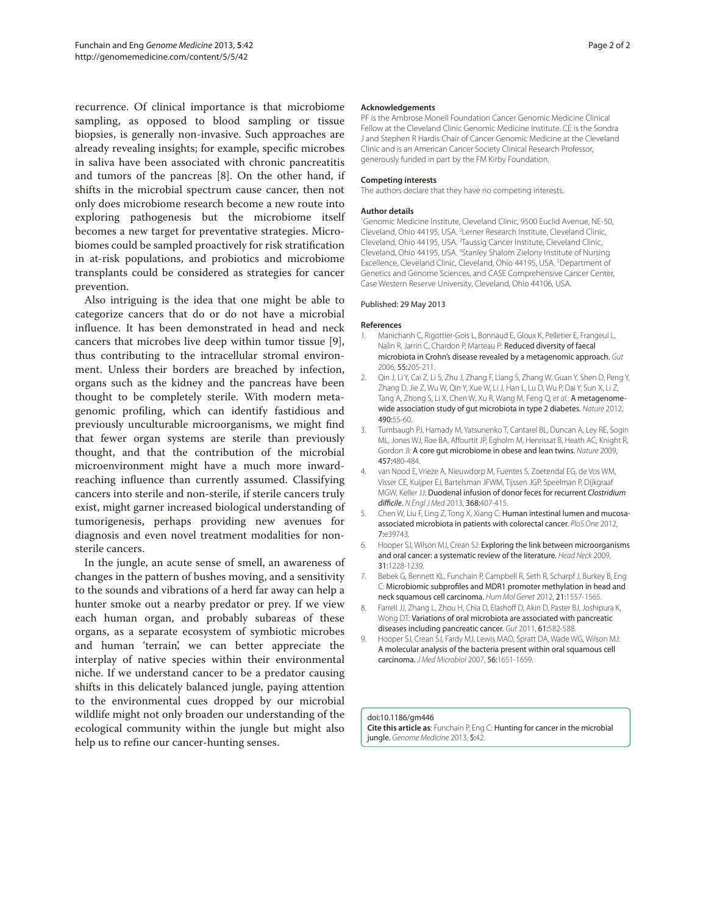recurrence. Of clinical importance is that microbiome sampling, as opposed to blood sampling or tissue biopsies, is generally non-invasive. Such approaches are already revealing insights; for example, specific microbes in saliva have been associated with chronic pancreatitis and tumors of the pancreas [8]. On the other hand, if shifts in the microbial spectrum cause cancer, then not only does microbiome research become a new route into exploring pathogenesis but the microbiome itself becomes a new target for preventative strategies. Microbiomes could be sampled proactively for risk stratification in at-risk populations, and probiotics and microbiome transplants could be considered as strategies for cancer prevention.

Also intriguing is the idea that one might be able to categorize cancers that do or do not have a microbial influence. It has been demonstrated in head and neck cancers that microbes live deep within tumor tissue [9], thus contributing to the intracellular stromal environment. Unless their borders are breached by infection, organs such as the kidney and the pancreas have been thought to be completely sterile. With modern metagenomic profiling, which can identify fastidious and previously unculturable microorganisms, we might find that fewer organ systems are sterile than previously thought, and that the contribution of the microbial microenvironment might have a much more inward-reaching influence than currently assumed. Classifying cancers into sterile and non-sterile, if sterile cancers truly exist, might garner increased biological understanding of tumorigenesis, perhaps providing new avenues for diagnosis and even novel treatment modalities for non-sterile cancers.

In the jungle, an acute sense of smell, an awareness of changes in the pattern of bushes moving, and a sensitivity to the sounds and vibrations of a herd far away can help a hunter smoke out a nearby predator or prey. If we view each human organ, and probably subareas of these organs, as a separate ecosystem of symbiotic microbes and human 'terrain', we can better appreciate the interplay of native species within their environmental niche. If we understand cancer to be a predator causing shifts in this delicately balanced jungle, paying attention to the environmental cues dropped by our microbial wildlife might not only broaden our understanding of the ecological community within the jungle but might also help us to refine our cancer-hunting senses.

#### Acknowledgements

PF is the Ambrose Monell Foundation Cancer Genomic Medicine Clinical Fellow at the Cleveland Clinic Genomic Medicine Institute. CE is the Sondra J and Stephen R Hardis Chair of Cancer Genomic Medicine at the Cleveland Clinic and is an American Cancer Society Clinical Research Professor, generously funded in part by the FM Kirby Foundation.

#### Competing interests

The authors declare that they have no competing interests.

#### Author details

[1]Genomic Medicine Institute, Cleveland Clinic, 9500 Euclid Avenue, NE-50, Cleveland, Ohio 44195, USA. [2]Lerner Research Institute, Cleveland Clinic, Cleveland, Ohio 44195, USA. [3]Taussig Cancer Institute, Cleveland Clinic, Cleveland, Ohio 44195, USA. [4]Stanley Shalom Zielony Institute of Nursing Excellence, Cleveland Clinic, Cleveland, Ohio 44195, USA. [5]Department of Genetics and Genome Sciences, and CASE Comprehensive Cancer Center, Case Western Reserve University, Cleveland, Ohio 44106, USA.

Published: 29 May 2013

#### References

1. Manichanh C, Rigottier-Gois L, Bonnaud E, Gloux K, Pelletier E, Frangeul L, Nalin R, Jarrin C, Chardon P, Marteau P: Reduced diversity of faecal microbiota in Crohn's disease revealed by a metagenomic approach. *Gut* 2006, **55:**205-211.
2. Qin J, Li Y, Cai Z, Li S, Zhu J, Zhang F, Liang S, Zhang W, Guan Y, Shen D, Peng Y, Zhang D, Jie Z, Wu W, Qin Y, Xue W, Li J, Han L, Lu D, Wu P, Dai Y, Sun X, Li Z, Tang A, Zhong S, Li X, Chen W, Xu R, Wang M, Feng Q, *et al.*: A metagenome-wide association study of gut microbiota in type 2 diabetes. *Nature* 2012, **490:**55-60.
3. Turnbaugh PJ, Hamady M, Yatsunenko T, Cantarel BL, Duncan A, Ley RE, Sogin ML, Jones WJ, Roe BA, Affourtit JP, Egholm M, Henrissat B, Heath AC, Knight R, Gordon JI: A core gut microbiome in obese and lean twins. *Nature* 2009, **457:**480-484.
4. van Nood E, Vrieze A, Nieuwdorp M, Fuentes S, Zoetendal EG, de Vos WM, Visser CE, Kuijper EJ, Bartelsman JFWM, Tijssen JGP, Speelman P, Dijkgraaf MGW, Keller JJ: Duodenal infusion of donor feces for recurrent *Clostridium difficile*. *N Engl J Med* 2013, **368:**407-415.
5. Chen W, Liu F, Ling Z, Tong X, Xiang C: Human intestinal lumen and mucosa-associated microbiota in patients with colorectal cancer. *PloS One* 2012, **7:**e39743.
6. Hooper SJ, Wilson MJ, Crean SJ: Exploring the link between microorganisms and oral cancer: a systematic review of the literature. *Head Neck* 2009, **31:**1228-1239.
7. Bebek G, Bennett KL, Funchain P, Campbell R, Seth R, Scharpf J, Burkey B, Eng C: Microbiomic subprofiles and MDR1 promoter methylation in head and neck squamous cell carcinoma. *Hum Mol Genet* 2012, **21:**1557-1565.
8. Farrell JJ, Zhang L, Zhou H, Chia D, Elashoff D, Akin D, Paster BJ, Joshipura K, Wong DT: Variations of oral microbiota are associated with pancreatic diseases including pancreatic cancer. *Gut* 2011, **61:**582-588.
9. Hooper SJ, Crean SJ, Fardy MJ, Lewis MAO, Spratt DA, Wade WG, Wilson MJ: A molecular analysis of the bacteria present within oral squamous cell carcinoma. *J Med Microbiol* 2007, **56:**1651-1659.

doi:10.1186/gm446
**Cite this article as**: Funchain P, Eng C: Hunting for cancer in the microbial jungle. *Genome Medicine* 2013, **5:**42.